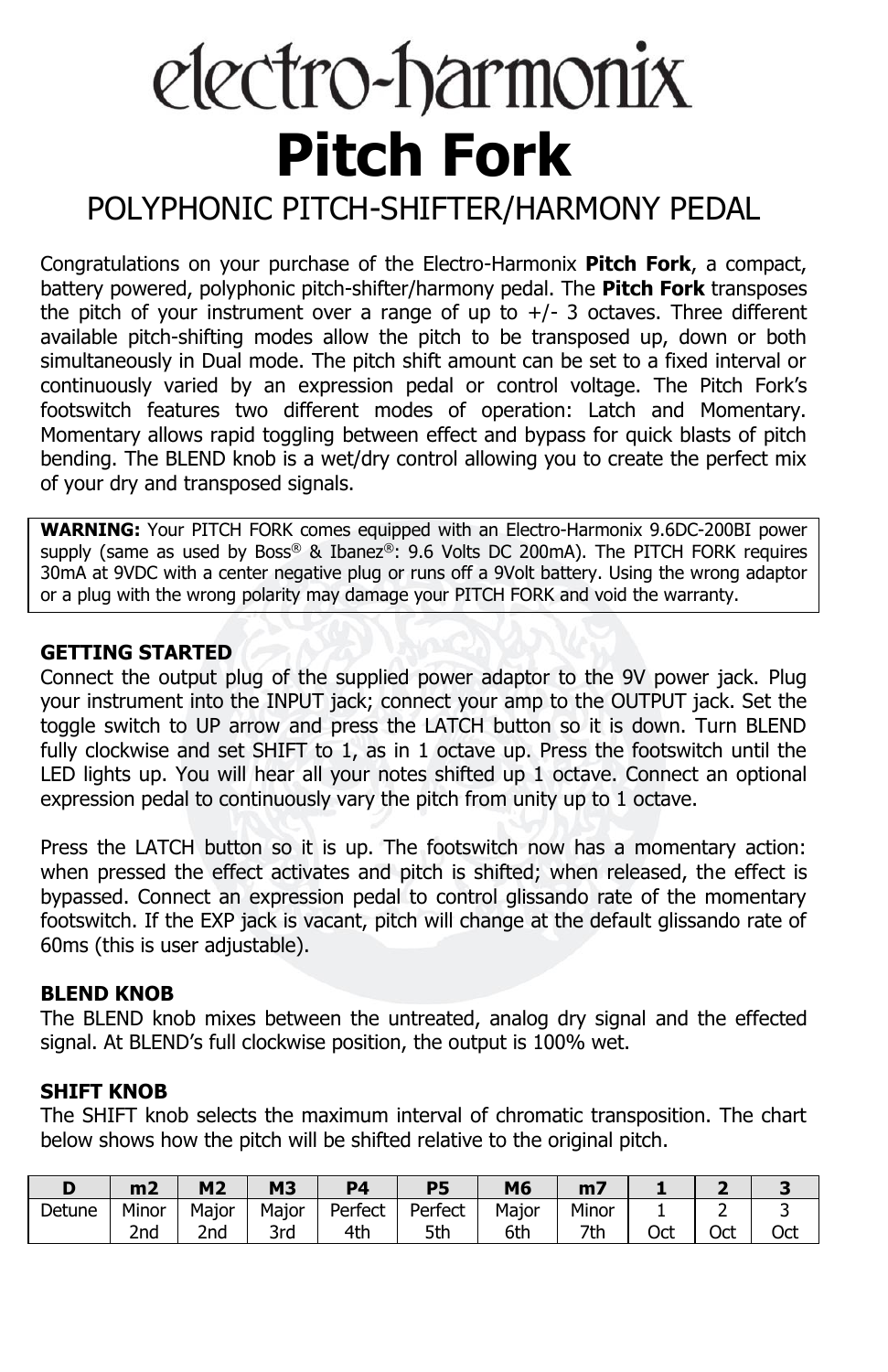# electro-harmonix

# Pitch Fork

## POLYPHONIC PITCH-SHIFTER/HARMONY PEDAL

Congratulations on your purchase of the Electro-Harmonix **Pitch Fork**, a compact, battery powered, polyphonic pitch-shifter/harmony pedal. The **Pitch Fork** transposes the pitch of your instrument over a range of up to +/- 3 octaves. Three different available pitch-shifting modes allow the pitch to be transposed up, down or both simultaneously in Dual mode. The pitch shift amount can be set to a fixed interval or continuously varied by an expression pedal or control voltage. The Pitch Fork's footswitch features two different modes of operation: Latch and Momentary. Momentary allows rapid toggling between effect and bypass for quick blasts of pitch bending. The BLEND knob is a wet/dry control allowing you to create the perfect mix of your dry and transposed signals.

**WARNING:** Your PITCH FORK comes equipped with an Electro-Harmonix 9.6DC-200BI power supply (same as used by Boss® & Ibanez®: 9.6 Volts DC 200mA). The PITCH FORK requires 30mA at 9VDC with a center negative plug or runs off a 9Volt battery. Using the wrong adaptor or a plug with the wrong polarity may damage your PITCH FORK and void the warranty.

### GETTING STARTED

Connect the output plug of the supplied power adaptor to the 9V power jack. Plug your instrument into the INPUT jack; connect your amp to the OUTPUT jack. Set the toggle switch to UP arrow and press the LATCH button so it is down. Turn BLEND fully clockwise and set SHIFT to 1, as in 1 octave up. Press the footswitch until the LED lights up. You will hear all your notes shifted up 1 octave. Connect an optional expression pedal to continuously vary the pitch from unity up to 1 octave.

Press the LATCH button so it is up. The footswitch now has a momentary action: when pressed the effect activates and pitch is shifted; when released, the effect is bypassed. Connect an expression pedal to control glissando rate of the momentary footswitch. If the EXP jack is vacant, pitch will change at the default glissando rate of 60ms (this is user adjustable).

### BLEND KNOB

The BLEND knob mixes between the untreated, analog dry signal and the effected signal. At BLEND's full clockwise position, the output is 100% wet.

### SHIFT KNOB

The SHIFT knob selects the maximum interval of chromatic transposition. The chart below shows how the pitch will be shifted relative to the original pitch.

| D | m2 | M2 | M3 | P4 | P5 | M6 | m7 | 1 | 2 | 3 |
|---|---|---|---|---|---|---|---|---|---|---|
| Detune | Minor 2nd | Major 2nd | Major 3rd | Perfect 4th | Perfect 5th | Major 6th | Minor 7th | 1 Oct | 2 Oct | 3 Oct |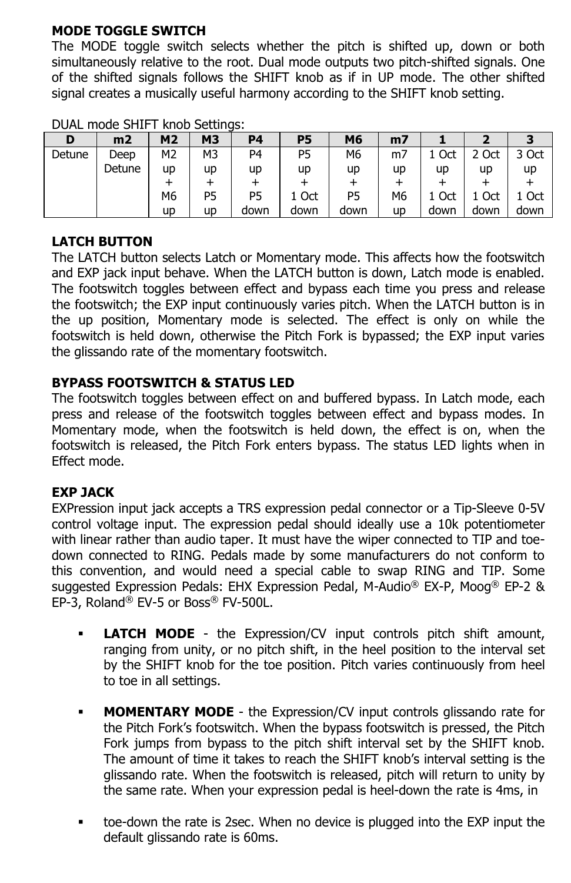**MODE TOGGLE SWITCH**
The MODE toggle switch selects whether the pitch is shifted up, down or both simultaneously relative to the root. Dual mode outputs two pitch-shifted signals. One of the shifted signals follows the SHIFT knob as if in UP mode. The other shifted signal creates a musically useful harmony according to the SHIFT knob setting.

DUAL mode SHIFT knob Settings:

| D | m2 | M2 | M3 | P4 | P5 | M6 | m7 | 1 | 2 | 3 |
|---|---|---|---|---|---|---|---|---|---|---|
| Detune | Deep Detune | M2 up + M6 up | M3 up + P5 up | P4 up + P5 down | P5 up + 1 Oct down | M6 up + P5 down | m7 up + M6 up | 1 Oct up + 1 Oct down | 2 Oct up + 1 Oct down | 3 Oct up + 1 Oct down |

**LATCH BUTTON**
The LATCH button selects Latch or Momentary mode. This affects how the footswitch and EXP jack input behave. When the LATCH button is down, Latch mode is enabled. The footswitch toggles between effect and bypass each time you press and release the footswitch; the EXP input continuously varies pitch. When the LATCH button is in the up position, Momentary mode is selected. The effect is only on while the footswitch is held down, otherwise the Pitch Fork is bypassed; the EXP input varies the glissando rate of the momentary footswitch.

**BYPASS FOOTSWITCH & STATUS LED**
The footswitch toggles between effect on and buffered bypass. In Latch mode, each press and release of the footswitch toggles between effect and bypass modes. In Momentary mode, when the footswitch is held down, the effect is on, when the footswitch is released, the Pitch Fork enters bypass. The status LED lights when in Effect mode.

**EXP JACK**
EXPression input jack accepts a TRS expression pedal connector or a Tip-Sleeve 0-5V control voltage input. The expression pedal should ideally use a 10k potentiometer with linear rather than audio taper. It must have the wiper connected to TIP and toe-down connected to RING. Pedals made by some manufacturers do not conform to this convention, and would need a special cable to swap RING and TIP. Some suggested Expression Pedals: EHX Expression Pedal, M-Audio® EX-P, Moog® EP-2 & EP-3, Roland® EV-5 or Boss® FV-500L.

- **LATCH MODE** - the Expression/CV input controls pitch shift amount, ranging from unity, or no pitch shift, in the heel position to the interval set by the SHIFT knob for the toe position. Pitch varies continuously from heel to toe in all settings.

- **MOMENTARY MODE** - the Expression/CV input controls glissando rate for the Pitch Fork's footswitch. When the bypass footswitch is pressed, the Pitch Fork jumps from bypass to the pitch shift interval set by the SHIFT knob. The amount of time it takes to reach the SHIFT knob's interval setting is the glissando rate. When the footswitch is released, pitch will return to unity by the same rate. When your expression pedal is heel-down the rate is 4ms, in

- toe-down the rate is 2sec. When no device is plugged into the EXP input the default glissando rate is 60ms.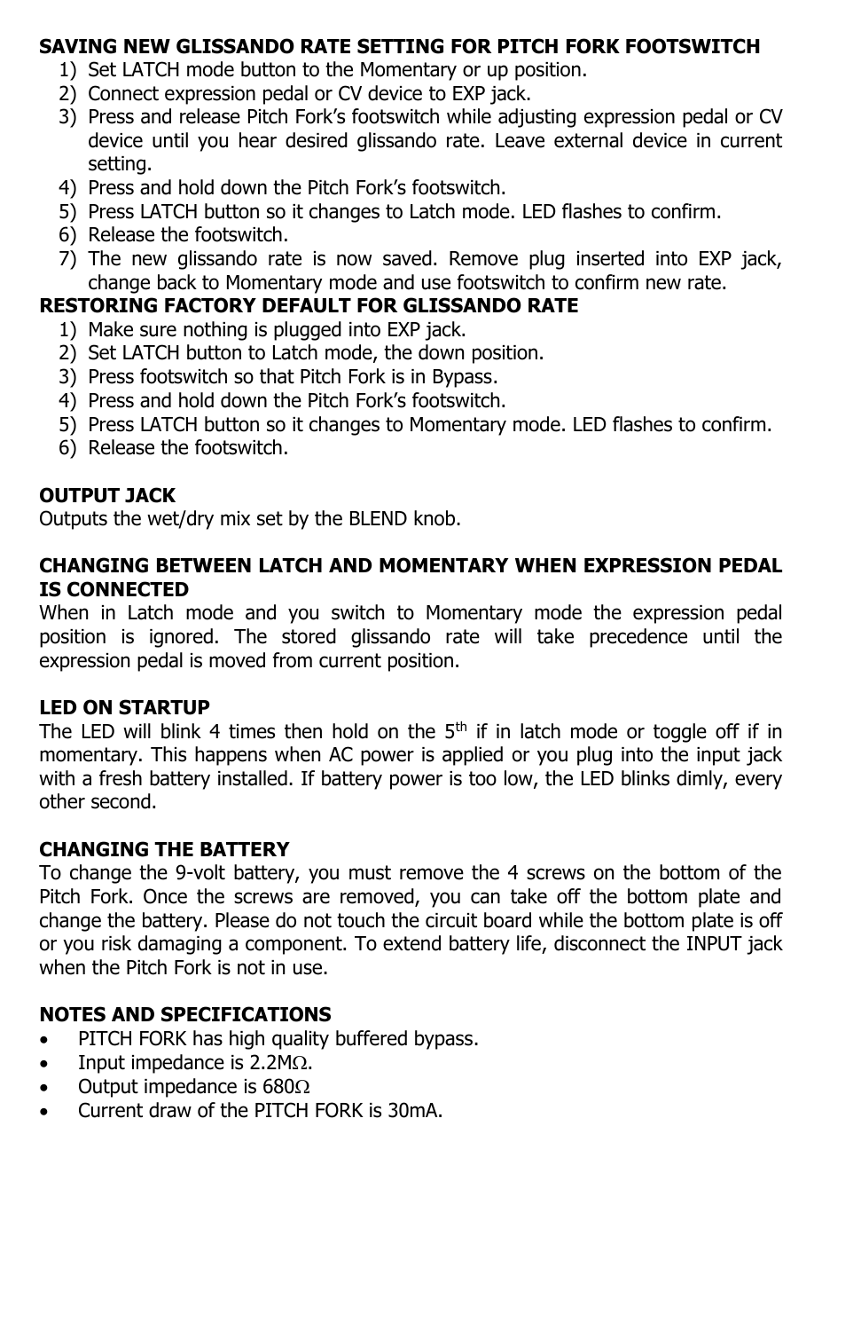**SAVING NEW GLISSANDO RATE SETTING FOR PITCH FORK FOOTSWITCH**

1) Set LATCH mode button to the Momentary or up position.
2) Connect expression pedal or CV device to EXP jack.
3) Press and release Pitch Fork's footswitch while adjusting expression pedal or CV device until you hear desired glissando rate. Leave external device in current setting.
4) Press and hold down the Pitch Fork's footswitch.
5) Press LATCH button so it changes to Latch mode. LED flashes to confirm.
6) Release the footswitch.
7) The new glissando rate is now saved. Remove plug inserted into EXP jack, change back to Momentary mode and use footswitch to confirm new rate.

**RESTORING FACTORY DEFAULT FOR GLISSANDO RATE**

1) Make sure nothing is plugged into EXP jack.
2) Set LATCH button to Latch mode, the down position.
3) Press footswitch so that Pitch Fork is in Bypass.
4) Press and hold down the Pitch Fork's footswitch.
5) Press LATCH button so it changes to Momentary mode. LED flashes to confirm.
6) Release the footswitch.

**OUTPUT JACK**

Outputs the wet/dry mix set by the BLEND knob.

**CHANGING BETWEEN LATCH AND MOMENTARY WHEN EXPRESSION PEDAL IS CONNECTED**

When in Latch mode and you switch to Momentary mode the expression pedal position is ignored. The stored glissando rate will take precedence until the expression pedal is moved from current position.

**LED ON STARTUP**

The LED will blink 4 times then hold on the 5th if in latch mode or toggle off if in momentary. This happens when AC power is applied or you plug into the input jack with a fresh battery installed. If battery power is too low, the LED blinks dimly, every other second.

**CHANGING THE BATTERY**

To change the 9-volt battery, you must remove the 4 screws on the bottom of the Pitch Fork. Once the screws are removed, you can take off the bottom plate and change the battery. Please do not touch the circuit board while the bottom plate is off or you risk damaging a component. To extend battery life, disconnect the INPUT jack when the Pitch Fork is not in use.

**NOTES AND SPECIFICATIONS**

- PITCH FORK has high quality buffered bypass.
- Input impedance is 2.2MΩ.
- Output impedance is 680Ω
- Current draw of the PITCH FORK is 30mA.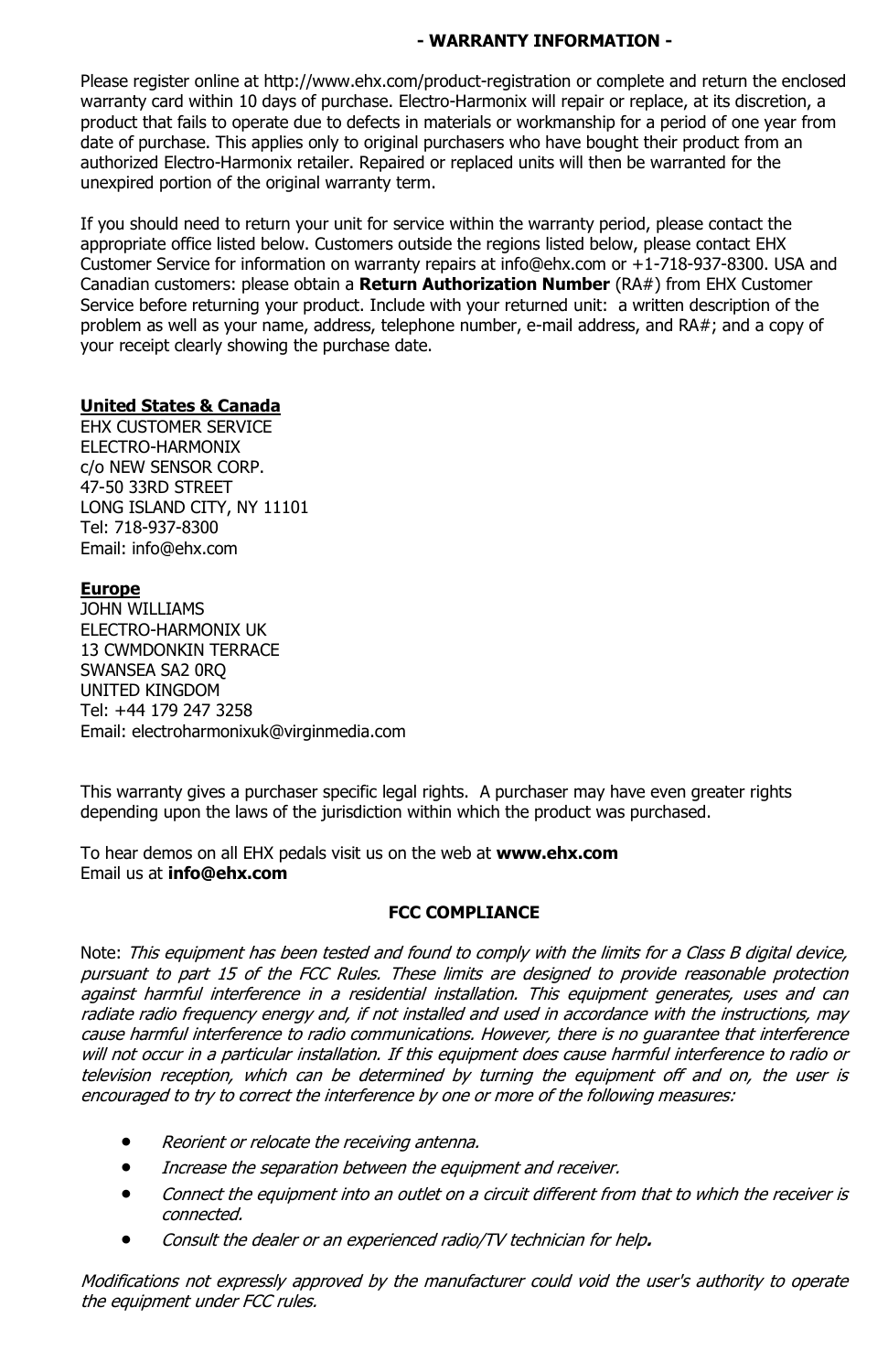## - WARRANTY INFORMATION -

Please register online at http://www.ehx.com/product-registration or complete and return the enclosed warranty card within 10 days of purchase. Electro-Harmonix will repair or replace, at its discretion, a product that fails to operate due to defects in materials or workmanship for a period of one year from date of purchase. This applies only to original purchasers who have bought their product from an authorized Electro-Harmonix retailer. Repaired or replaced units will then be warranted for the unexpired portion of the original warranty term.

If you should need to return your unit for service within the warranty period, please contact the appropriate office listed below. Customers outside the regions listed below, please contact EHX Customer Service for information on warranty repairs at info@ehx.com or +1-718-937-8300. USA and Canadian customers: please obtain a **Return Authorization Number** (RA#) from EHX Customer Service before returning your product. Include with your returned unit: a written description of the problem as well as your name, address, telephone number, e-mail address, and RA#; and a copy of your receipt clearly showing the purchase date.

**United States & Canada**
EHX CUSTOMER SERVICE
ELECTRO-HARMONIX
c/o NEW SENSOR CORP.
47-50 33RD STREET
LONG ISLAND CITY, NY 11101
Tel: 718-937-8300
Email: info@ehx.com

**Europe**
JOHN WILLIAMS
ELECTRO-HARMONIX UK
13 CWMDONKIN TERRACE
SWANSEA SA2 0RQ
UNITED KINGDOM
Tel: +44 179 247 3258
Email: electroharmonixuk@virginmedia.com

This warranty gives a purchaser specific legal rights. A purchaser may have even greater rights depending upon the laws of the jurisdiction within which the product was purchased.

To hear demos on all EHX pedals visit us on the web at **www.ehx.com**
Email us at **info@ehx.com**

## FCC COMPLIANCE

Note: *This equipment has been tested and found to comply with the limits for a Class B digital device, pursuant to part 15 of the FCC Rules. These limits are designed to provide reasonable protection against harmful interference in a residential installation. This equipment generates, uses and can radiate radio frequency energy and, if not installed and used in accordance with the instructions, may cause harmful interference to radio communications. However, there is no guarantee that interference will not occur in a particular installation. If this equipment does cause harmful interference to radio or television reception, which can be determined by turning the equipment off and on, the user is encouraged to try to correct the interference by one or more of the following measures:*

- *Reorient or relocate the receiving antenna.*
- *Increase the separation between the equipment and receiver.*
- *Connect the equipment into an outlet on a circuit different from that to which the receiver is connected.*
- *Consult the dealer or an experienced radio/TV technician for help.*

*Modifications not expressly approved by the manufacturer could void the user's authority to operate the equipment under FCC rules.*